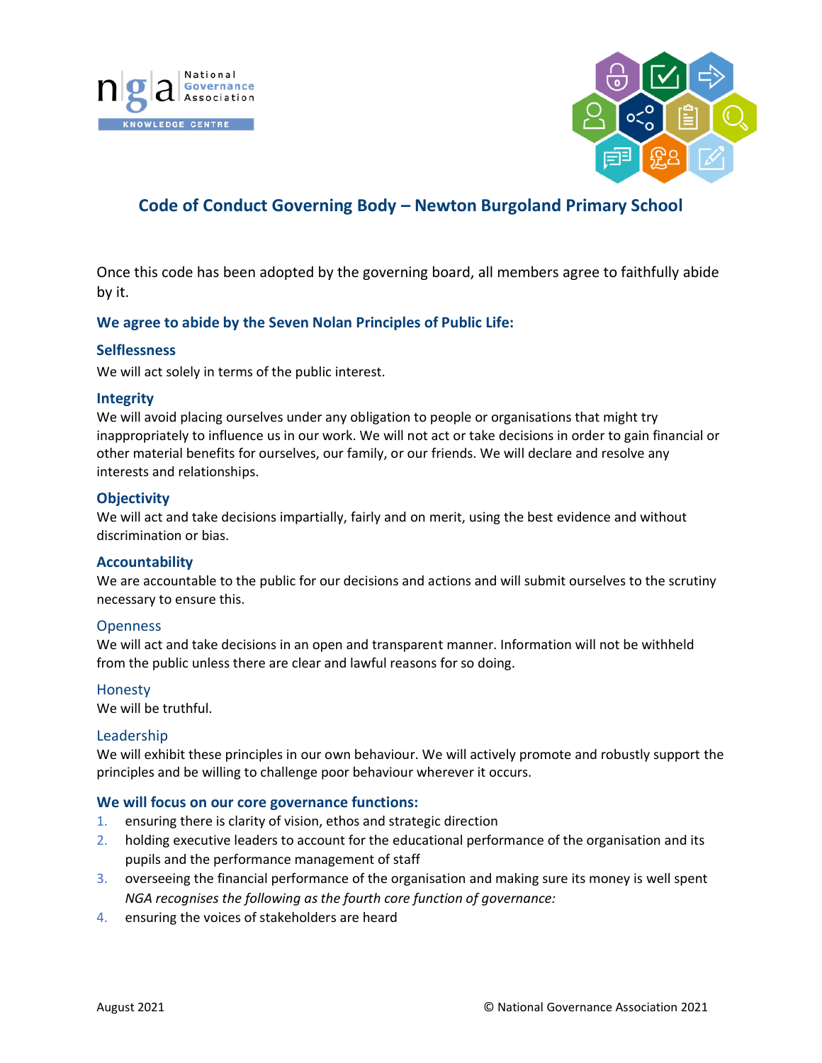# Code of Conduct Governing Body – Newton Burgoland Primary School

Once this code has been adopted by the governing board, all members agree to faithfully abide by it.

## We agree to abide by the Seven Nolan Principles of Public Life:

### Selflessness

We will act solely in terms of the public interest.

### Integrity

We will avoid placing ourselves under any obligation to people or organisations that might try inappropriately to influence us in our work. We will not act or take decisions in order to gain financial or other material benefits for ourselves, our family, or our friends. We will declare and resolve any interests and relationships.

### Objectivity

We will act and take decisions impartially, fairly and on merit, using the best evidence and without discrimination or bias.

### Accountability

We are accountable to the public for our decisions and actions and will submit ourselves to the scrutiny necessary to ensure this.

### Openness

We will act and take decisions in an open and transparent manner. Information will not be withheld from the public unless there are clear and lawful reasons for so doing.

### Honesty

We will be truthful.

### Leadership

We will exhibit these principles in our own behaviour. We will actively promote and robustly support the principles and be willing to challenge poor behaviour wherever it occurs.

## We will focus on our core governance functions:

1. ensuring there is clarity of vision, ethos and strategic direction
2. holding executive leaders to account for the educational performance of the organisation and its pupils and the performance management of staff
3. overseeing the financial performance of the organisation and making sure its money is well spent

*NGA recognises the following as the fourth core function of governance:*

4. ensuring the voices of stakeholders are heard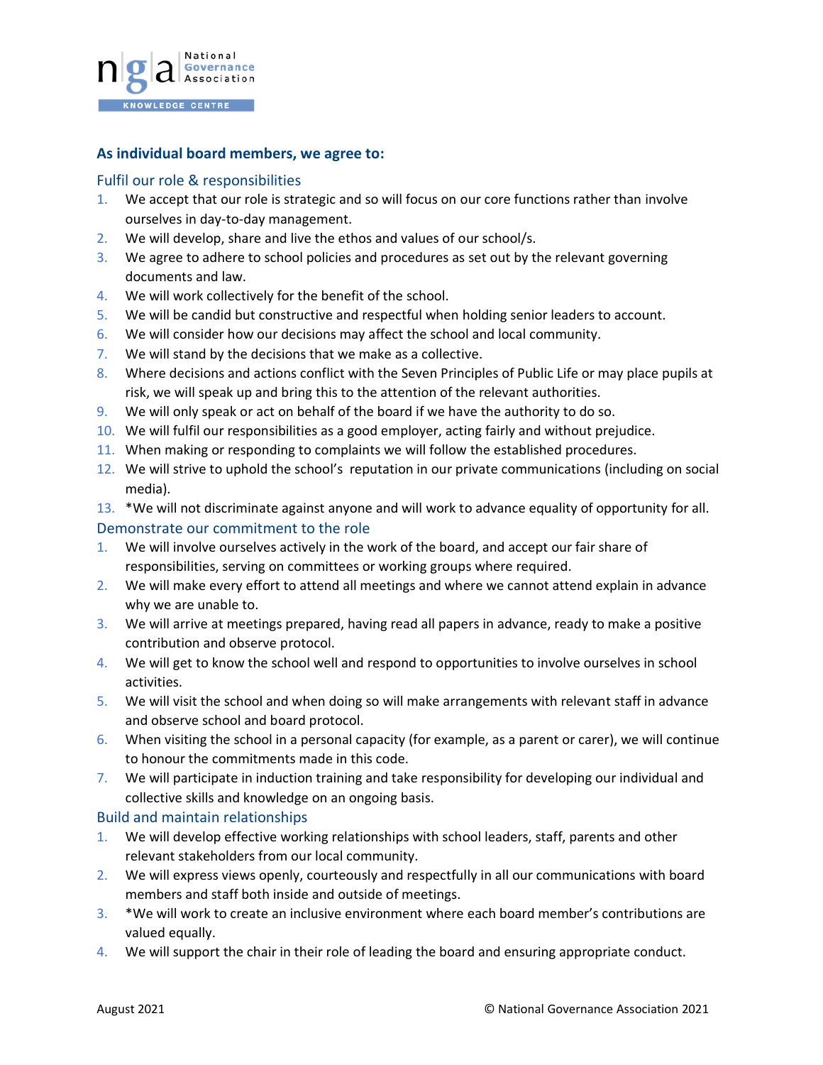### As individual board members, we agree to:

#### Fulfil our role & responsibilities

1. We accept that our role is strategic and so will focus on our core functions rather than involve ourselves in day-to-day management.
2. We will develop, share and live the ethos and values of our school/s.
3. We agree to adhere to school policies and procedures as set out by the relevant governing documents and law.
4. We will work collectively for the benefit of the school.
5. We will be candid but constructive and respectful when holding senior leaders to account.
6. We will consider how our decisions may affect the school and local community.
7. We will stand by the decisions that we make as a collective.
8. Where decisions and actions conflict with the Seven Principles of Public Life or may place pupils at risk, we will speak up and bring this to the attention of the relevant authorities.
9. We will only speak or act on behalf of the board if we have the authority to do so.
10. We will fulfil our responsibilities as a good employer, acting fairly and without prejudice.
11. When making or responding to complaints we will follow the established procedures.
12. We will strive to uphold the school's reputation in our private communications (including on social media).
13. *We will not discriminate against anyone and will work to advance equality of opportunity for all.

#### Demonstrate our commitment to the role

1. We will involve ourselves actively in the work of the board, and accept our fair share of responsibilities, serving on committees or working groups where required.
2. We will make every effort to attend all meetings and where we cannot attend explain in advance why we are unable to.
3. We will arrive at meetings prepared, having read all papers in advance, ready to make a positive contribution and observe protocol.
4. We will get to know the school well and respond to opportunities to involve ourselves in school activities.
5. We will visit the school and when doing so will make arrangements with relevant staff in advance and observe school and board protocol.
6. When visiting the school in a personal capacity (for example, as a parent or carer), we will continue to honour the commitments made in this code.
7. We will participate in induction training and take responsibility for developing our individual and collective skills and knowledge on an ongoing basis.

#### Build and maintain relationships

1. We will develop effective working relationships with school leaders, staff, parents and other relevant stakeholders from our local community.
2. We will express views openly, courteously and respectfully in all our communications with board members and staff both inside and outside of meetings.
3. *We will work to create an inclusive environment where each board member's contributions are valued equally.
4. We will support the chair in their role of leading the board and ensuring appropriate conduct.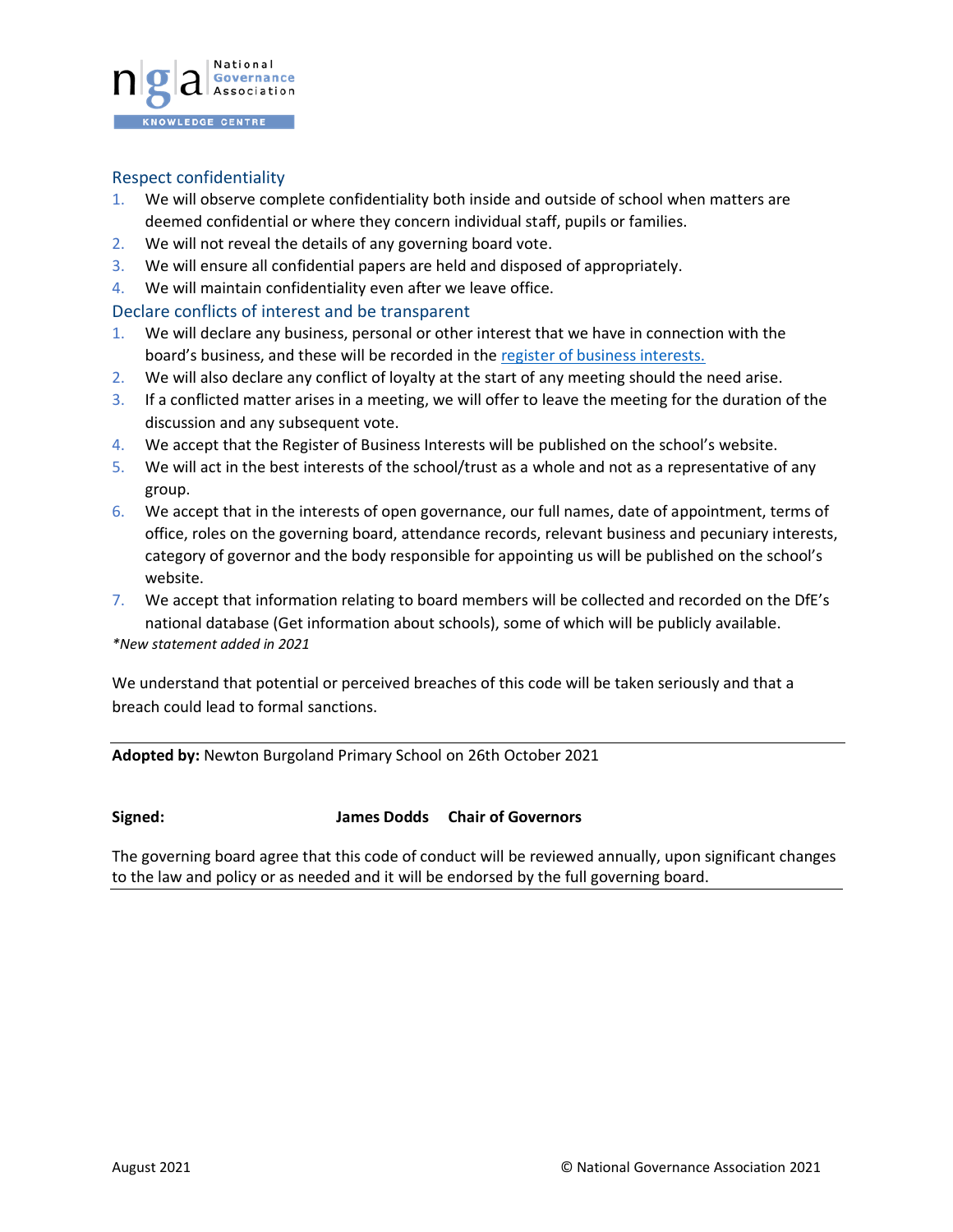## Respect confidentiality

1. We will observe complete confidentiality both inside and outside of school when matters are deemed confidential or where they concern individual staff, pupils or families.
2. We will not reveal the details of any governing board vote.
3. We will ensure all confidential papers are held and disposed of appropriately.
4. We will maintain confidentiality even after we leave office.

## Declare conflicts of interest and be transparent

1. We will declare any business, personal or other interest that we have in connection with the board's business, and these will be recorded in the register of business interests.
2. We will also declare any conflict of loyalty at the start of any meeting should the need arise.
3. If a conflicted matter arises in a meeting, we will offer to leave the meeting for the duration of the discussion and any subsequent vote.
4. We accept that the Register of Business Interests will be published on the school's website.
5. We will act in the best interests of the school/trust as a whole and not as a representative of any group.
6. We accept that in the interests of open governance, our full names, date of appointment, terms of office, roles on the governing board, attendance records, relevant business and pecuniary interests, category of governor and the body responsible for appointing us will be published on the school's website.
7. We accept that information relating to board members will be collected and recorded on the DfE's national database (Get information about schools), some of which will be publicly available.

*\*New statement added in 2021*

We understand that potential or perceived breaches of this code will be taken seriously and that a breach could lead to formal sanctions.

---

**Adopted by:** Newton Burgoland Primary School on 26th October 2021

**Signed:** **James Dodds** **Chair of Governors**

The governing board agree that this code of conduct will be reviewed annually, upon significant changes to the law and policy or as needed and it will be endorsed by the full governing board.

---